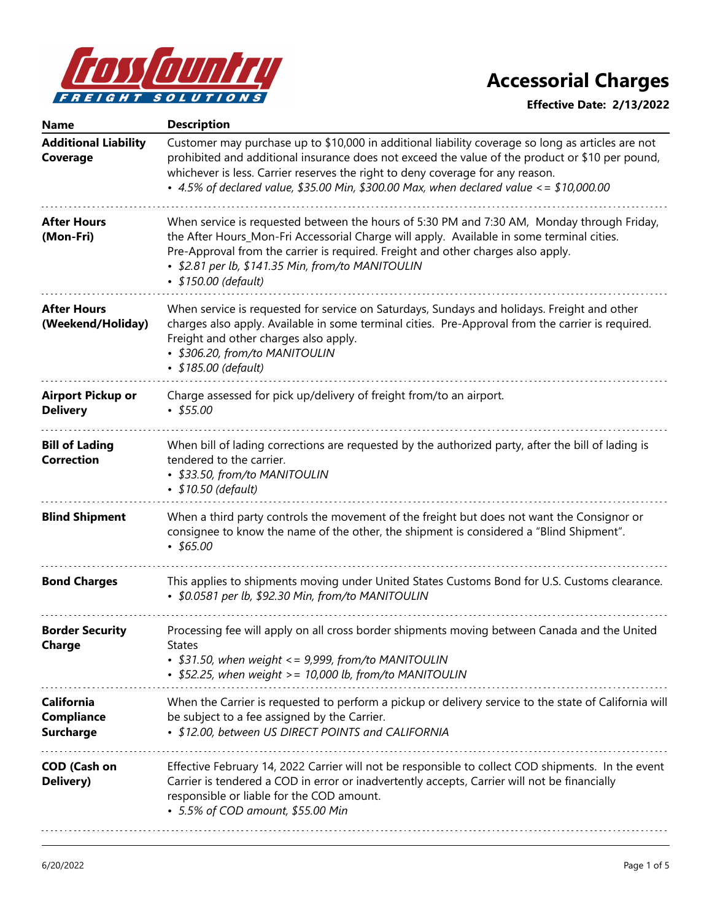Cross Country Freight Solutions

# Accessorial Charges

**Effective Date: 2/13/2022**

| Name | Description |
| --- | --- |
| **Additional Liability Coverage** | Customer may purchase up to $10,000 in additional liability coverage so long as articles are not prohibited and additional insurance does not exceed the value of the product or $10 per pound, whichever is less. Carrier reserves the right to deny coverage for any reason.<br>• *4.5% of declared value, $35.00 Min, $300.00 Max, when declared value <= $10,000.00* |
| **After Hours (Mon-Fri)** | When service is requested between the hours of 5:30 PM and 7:30 AM, Monday through Friday, the After Hours_Mon-Fri Accessorial Charge will apply. Available in some terminal cities. Pre-Approval from the carrier is required. Freight and other charges also apply.<br>• *$2.81 per lb, $141.35 Min, from/to MANITOULIN*<br>• *$150.00 (default)* |
| **After Hours (Weekend/Holiday)** | When service is requested for service on Saturdays, Sundays and holidays. Freight and other charges also apply. Available in some terminal cities. Pre-Approval from the carrier is required. Freight and other charges also apply.<br>• *$306.20, from/to MANITOULIN*<br>• *$185.00 (default)* |
| **Airport Pickup or Delivery** | Charge assessed for pick up/delivery of freight from/to an airport.<br>• *$55.00* |
| **Bill of Lading Correction** | When bill of lading corrections are requested by the authorized party, after the bill of lading is tendered to the carrier.<br>• *$33.50, from/to MANITOULIN*<br>• *$10.50 (default)* |
| **Blind Shipment** | When a third party controls the movement of the freight but does not want the Consignor or consignee to know the name of the other, the shipment is considered a "Blind Shipment".<br>• *$65.00* |
| **Bond Charges** | This applies to shipments moving under United States Customs Bond for U.S. Customs clearance.<br>• *$0.0581 per lb, $92.30 Min, from/to MANITOULIN* |
| **Border Security Charge** | Processing fee will apply on all cross border shipments moving between Canada and the United States<br>• *$31.50, when weight <= 9,999, from/to MANITOULIN*<br>• *$52.25, when weight >= 10,000 lb, from/to MANITOULIN* |
| **California Compliance Surcharge** | When the Carrier is requested to perform a pickup or delivery service to the state of California will be subject to a fee assigned by the Carrier.<br>• *$12.00, between US DIRECT POINTS and CALIFORNIA* |
| **COD (Cash on Delivery)** | Effective February 14, 2022 Carrier will not be responsible to collect COD shipments. In the event Carrier is tendered a COD in error or inadvertently accepts, Carrier will not be financially responsible or liable for the COD amount.<br>• *5.5% of COD amount, $55.00 Min* |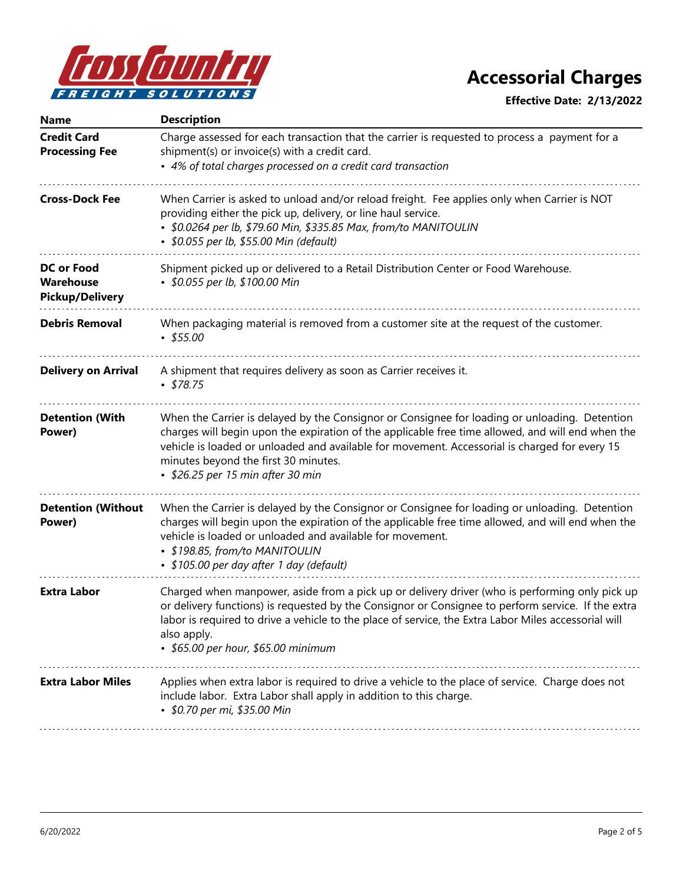# Accessorial Charges

**Effective Date: 2/13/2022**

| Name | Description |
| --- | --- |
| **Credit Card Processing Fee** | Charge assessed for each transaction that the carrier is requested to process a payment for a shipment(s) or invoice(s) with a credit card.<br>• *4% of total charges processed on a credit card transaction* |
| **Cross-Dock Fee** | When Carrier is asked to unload and/or reload freight. Fee applies only when Carrier is NOT providing either the pick up, delivery, or line haul service.<br>• *$0.0264 per lb, $79.60 Min, $335.85 Max, from/to MANITOULIN*<br>• *$0.055 per lb, $55.00 Min (default)* |
| **DC or Food Warehouse Pickup/Delivery** | Shipment picked up or delivered to a Retail Distribution Center or Food Warehouse.<br>• *$0.055 per lb, $100.00 Min* |
| **Debris Removal** | When packaging material is removed from a customer site at the request of the customer.<br>• *$55.00* |
| **Delivery on Arrival** | A shipment that requires delivery as soon as Carrier receives it.<br>• *$78.75* |
| **Detention (With Power)** | When the Carrier is delayed by the Consignor or Consignee for loading or unloading. Detention charges will begin upon the expiration of the applicable free time allowed, and will end when the vehicle is loaded or unloaded and available for movement. Accessorial is charged for every 15 minutes beyond the first 30 minutes.<br>• *$26.25 per 15 min after 30 min* |
| **Detention (Without Power)** | When the Carrier is delayed by the Consignor or Consignee for loading or unloading. Detention charges will begin upon the expiration of the applicable free time allowed, and will end when the vehicle is loaded or unloaded and available for movement.<br>• *$198.85, from/to MANITOULIN*<br>• *$105.00 per day after 1 day (default)* |
| **Extra Labor** | Charged when manpower, aside from a pick up or delivery driver (who is performing only pick up or delivery functions) is requested by the Consignor or Consignee to perform service. If the extra labor is required to drive a vehicle to the place of service, the Extra Labor Miles accessorial will also apply.<br>• *$65.00 per hour, $65.00 minimum* |
| **Extra Labor Miles** | Applies when extra labor is required to drive a vehicle to the place of service. Charge does not include labor. Extra Labor shall apply in addition to this charge.<br>• *$0.70 per mi, $35.00 Min* |

6/20/2022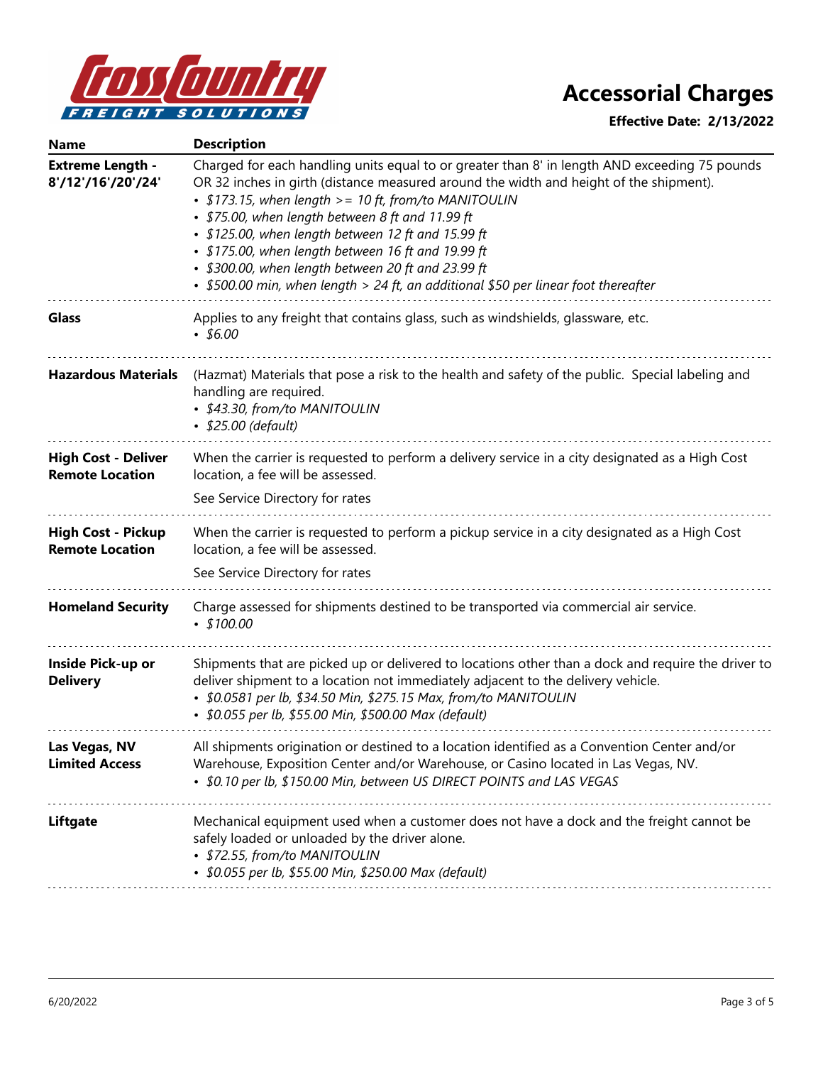# Accessorial Charges

**Effective Date: 2/13/2022**

| Name | Description |
|---|---|
| **Extreme Length - 8'/12'/16'/20'/24'** | Charged for each handling units equal to or greater than 8' in length AND exceeding 75 pounds OR 32 inches in girth (distance measured around the width and height of the shipment).<br>• *$173.15, when length >= 10 ft, from/to MANITOULIN*<br>• *$75.00, when length between 8 ft and 11.99 ft*<br>• *$125.00, when length between 12 ft and 15.99 ft*<br>• *$175.00, when length between 16 ft and 19.99 ft*<br>• *$300.00, when length between 20 ft and 23.99 ft*<br>• *$500.00 min, when length > 24 ft, an additional $50 per linear foot thereafter* |
| **Glass** | Applies to any freight that contains glass, such as windshields, glassware, etc.<br>• *$6.00* |
| **Hazardous Materials** | (Hazmat) Materials that pose a risk to the health and safety of the public. Special labeling and handling are required.<br>• *$43.30, from/to MANITOULIN*<br>• *$25.00 (default)* |
| **High Cost - Deliver Remote Location** | When the carrier is requested to perform a delivery service in a city designated as a High Cost location, a fee will be assessed.<br>See Service Directory for rates |
| **High Cost - Pickup Remote Location** | When the carrier is requested to perform a pickup service in a city designated as a High Cost location, a fee will be assessed.<br>See Service Directory for rates |
| **Homeland Security** | Charge assessed for shipments destined to be transported via commercial air service.<br>• *$100.00* |
| **Inside Pick-up or Delivery** | Shipments that are picked up or delivered to locations other than a dock and require the driver to deliver shipment to a location not immediately adjacent to the delivery vehicle.<br>• *$0.0581 per lb, $34.50 Min, $275.15 Max, from/to MANITOULIN*<br>• *$0.055 per lb, $55.00 Min, $500.00 Max (default)* |
| **Las Vegas, NV Limited Access** | All shipments origination or destined to a location identified as a Convention Center and/or Warehouse, Exposition Center and/or Warehouse, or Casino located in Las Vegas, NV.<br>• *$0.10 per lb, $150.00 Min, between US DIRECT POINTS and LAS VEGAS* |
| **Liftgate** | Mechanical equipment used when a customer does not have a dock and the freight cannot be safely loaded or unloaded by the driver alone.<br>• *$72.55, from/to MANITOULIN*<br>• *$0.055 per lb, $55.00 Min, $250.00 Max (default)* |

6/20/2022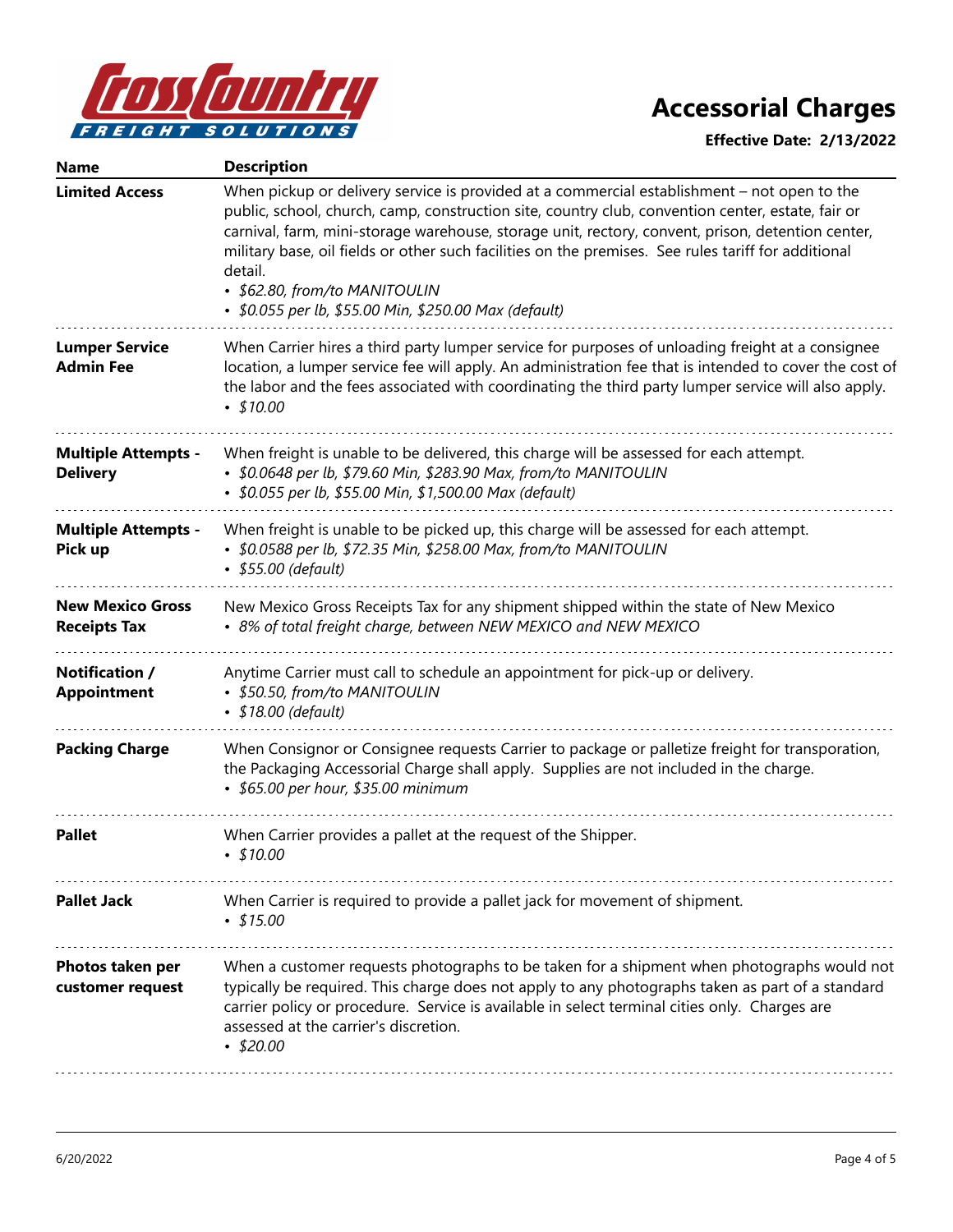Cross Country Freight Solutions

# Accessorial Charges

**Effective Date: 2/13/2022**

| Name | Description |
| --- | --- |
| **Limited Access** | When pickup or delivery service is provided at a commercial establishment – not open to the public, school, church, camp, construction site, country club, convention center, estate, fair or carnival, farm, mini-storage warehouse, storage unit, rectory, convent, prison, detention center, military base, oil fields or other such facilities on the premises. See rules tariff for additional detail.<br>• *$62.80, from/to MANITOULIN*<br>• *$0.055 per lb, $55.00 Min, $250.00 Max (default)* |
| **Lumper Service Admin Fee** | When Carrier hires a third party lumper service for purposes of unloading freight at a consignee location, a lumper service fee will apply. An administration fee that is intended to cover the cost of the labor and the fees associated with coordinating the third party lumper service will also apply.<br>• *$10.00* |
| **Multiple Attempts - Delivery** | When freight is unable to be delivered, this charge will be assessed for each attempt.<br>• *$0.0648 per lb, $79.60 Min, $283.90 Max, from/to MANITOULIN*<br>• *$0.055 per lb, $55.00 Min, $1,500.00 Max (default)* |
| **Multiple Attempts - Pick up** | When freight is unable to be picked up, this charge will be assessed for each attempt.<br>• *$0.0588 per lb, $72.35 Min, $258.00 Max, from/to MANITOULIN*<br>• *$55.00 (default)* |
| **New Mexico Gross Receipts Tax** | New Mexico Gross Receipts Tax for any shipment shipped within the state of New Mexico<br>• *8% of total freight charge, between NEW MEXICO and NEW MEXICO* |
| **Notification / Appointment** | Anytime Carrier must call to schedule an appointment for pick-up or delivery.<br>• *$50.50, from/to MANITOULIN*<br>• *$18.00 (default)* |
| **Packing Charge** | When Consignor or Consignee requests Carrier to package or palletize freight for transporation, the Packaging Accessorial Charge shall apply. Supplies are not included in the charge.<br>• *$65.00 per hour, $35.00 minimum* |
| **Pallet** | When Carrier provides a pallet at the request of the Shipper.<br>• *$10.00* |
| **Pallet Jack** | When Carrier is required to provide a pallet jack for movement of shipment.<br>• *$15.00* |
| **Photos taken per customer request** | When a customer requests photographs to be taken for a shipment when photographs would not typically be required. This charge does not apply to any photographs taken as part of a standard carrier policy or procedure. Service is available in select terminal cities only. Charges are assessed at the carrier's discretion.<br>• *$20.00* |

6/20/2022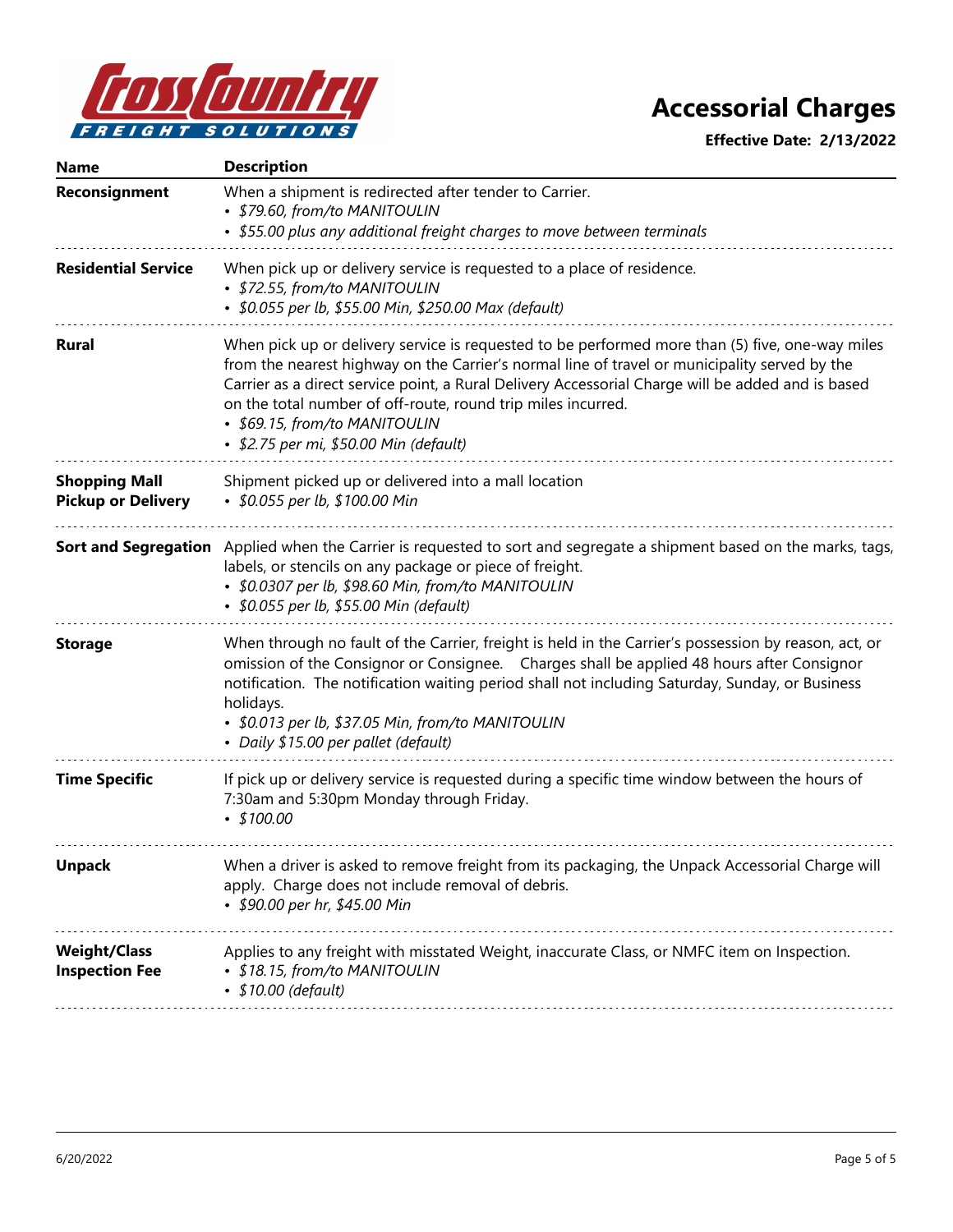**Cross Country FREIGHT SOLUTIONS**

# Accessorial Charges

**Effective Date: 2/13/2022**

| Name | Description |
|---|---|
| **Reconsignment** | When a shipment is redirected after tender to Carrier.<br>• *$79.60, from/to MANITOULIN*<br>• *$55.00 plus any additional freight charges to move between terminals* |
| **Residential Service** | When pick up or delivery service is requested to a place of residence.<br>• *$72.55, from/to MANITOULIN*<br>• *$0.055 per lb, $55.00 Min, $250.00 Max (default)* |
| **Rural** | When pick up or delivery service is requested to be performed more than (5) five, one-way miles from the nearest highway on the Carrier's normal line of travel or municipality served by the Carrier as a direct service point, a Rural Delivery Accessorial Charge will be added and is based on the total number of off-route, round trip miles incurred.<br>• *$69.15, from/to MANITOULIN*<br>• *$2.75 per mi, $50.00 Min (default)* |
| **Shopping Mall Pickup or Delivery** | Shipment picked up or delivered into a mall location<br>• *$0.055 per lb, $100.00 Min* |
| **Sort and Segregation** | Applied when the Carrier is requested to sort and segregate a shipment based on the marks, tags, labels, or stencils on any package or piece of freight.<br>• *$0.0307 per lb, $98.60 Min, from/to MANITOULIN*<br>• *$0.055 per lb, $55.00 Min (default)* |
| **Storage** | When through no fault of the Carrier, freight is held in the Carrier's possession by reason, act, or omission of the Consignor or Consignee. Charges shall be applied 48 hours after Consignor notification. The notification waiting period shall not including Saturday, Sunday, or Business holidays.<br>• *$0.013 per lb, $37.05 Min, from/to MANITOULIN*<br>• *Daily $15.00 per pallet (default)* |
| **Time Specific** | If pick up or delivery service is requested during a specific time window between the hours of 7:30am and 5:30pm Monday through Friday.<br>• *$100.00* |
| **Unpack** | When a driver is asked to remove freight from its packaging, the Unpack Accessorial Charge will apply. Charge does not include removal of debris.<br>• *$90.00 per hr, $45.00 Min* |
| **Weight/Class Inspection Fee** | Applies to any freight with misstated Weight, inaccurate Class, or NMFC item on Inspection.<br>• *$18.15, from/to MANITOULIN*<br>• *$10.00 (default)* |

6/20/2022